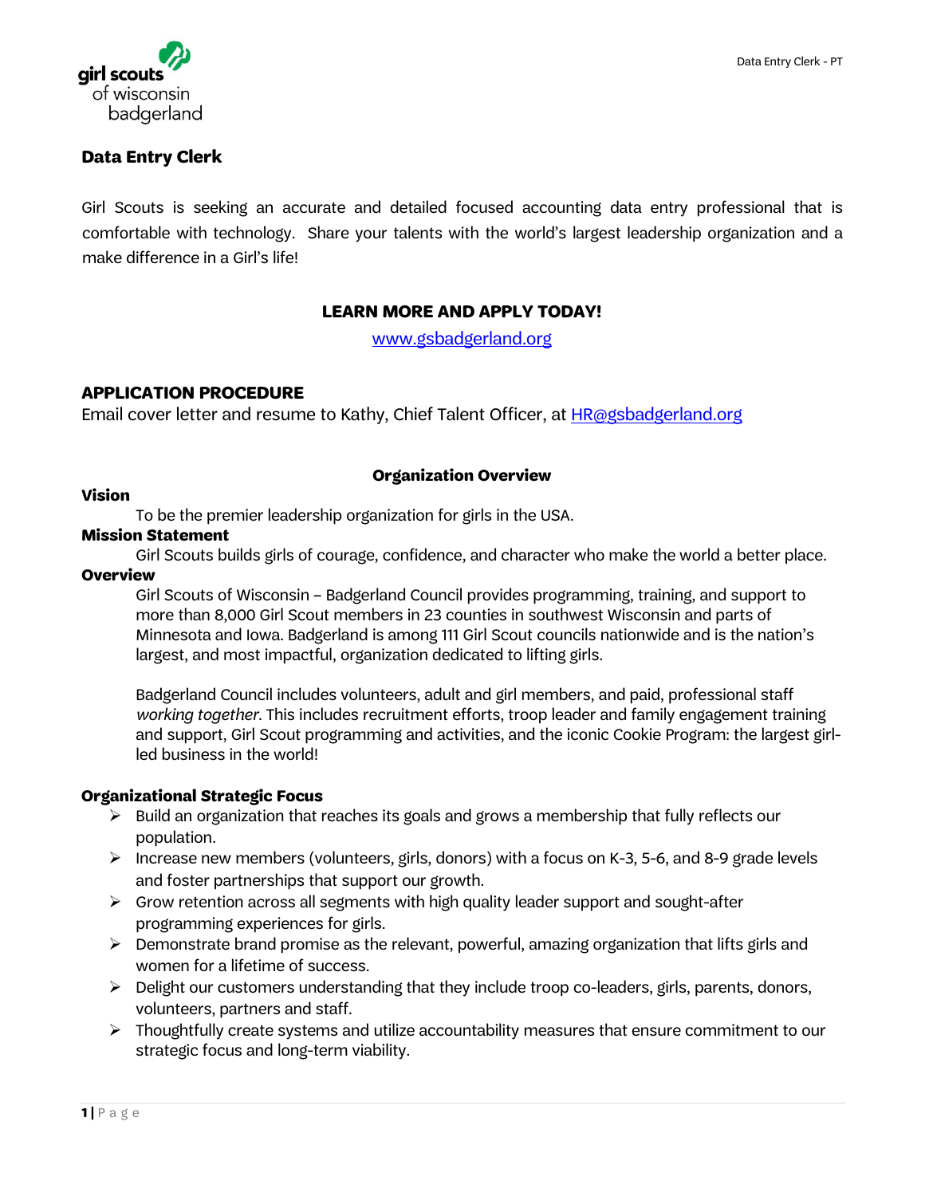# Data Entry Clerk

Girl Scouts is seeking an accurate and detailed focused accounting data entry professional that is comfortable with technology. Share your talents with the world's largest leadership organization and a make difference in a Girl's life!

**LEARN MORE AND APPLY TODAY!**

www.gsbadgerland.org

## APPLICATION PROCEDURE

Email cover letter and resume to Kathy, Chief Talent Officer, at HR@gsbadgerland.org

## Organization Overview

**Vision**

To be the premier leadership organization for girls in the USA.

**Mission Statement**

Girl Scouts builds girls of courage, confidence, and character who make the world a better place.

**Overview**

Girl Scouts of Wisconsin – Badgerland Council provides programming, training, and support to more than 8,000 Girl Scout members in 23 counties in southwest Wisconsin and parts of Minnesota and Iowa. Badgerland is among 111 Girl Scout councils nationwide and is the nation's largest, and most impactful, organization dedicated to lifting girls.

Badgerland Council includes volunteers, adult and girl members, and paid, professional staff *working together*. This includes recruitment efforts, troop leader and family engagement training and support, Girl Scout programming and activities, and the iconic Cookie Program: the largest girl-led business in the world!

**Organizational Strategic Focus**

- Build an organization that reaches its goals and grows a membership that fully reflects our population.
- Increase new members (volunteers, girls, donors) with a focus on K-3, 5-6, and 8-9 grade levels and foster partnerships that support our growth.
- Grow retention across all segments with high quality leader support and sought-after programming experiences for girls.
- Demonstrate brand promise as the relevant, powerful, amazing organization that lifts girls and women for a lifetime of success.
- Delight our customers understanding that they include troop co-leaders, girls, parents, donors, volunteers, partners and staff.
- Thoughtfully create systems and utilize accountability measures that ensure commitment to our strategic focus and long-term viability.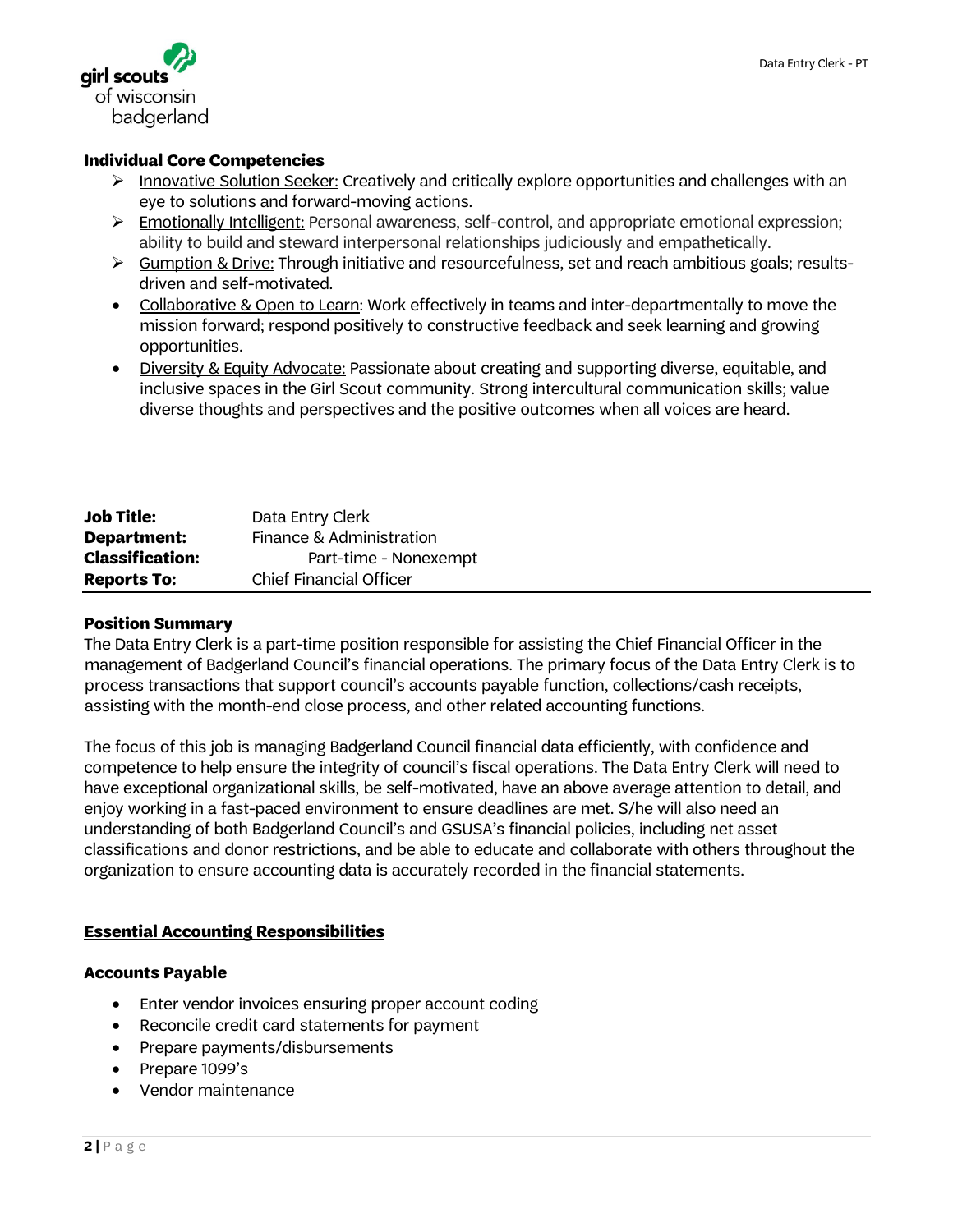**Individual Core Competencies**

- Innovative Solution Seeker: Creatively and critically explore opportunities and challenges with an eye to solutions and forward-moving actions.
- Emotionally Intelligent: Personal awareness, self-control, and appropriate emotional expression; ability to build and steward interpersonal relationships judiciously and empathetically.
- Gumption & Drive: Through initiative and resourcefulness, set and reach ambitious goals; results-driven and self-motivated.
- Collaborative & Open to Learn: Work effectively in teams and inter-departmentally to move the mission forward; respond positively to constructive feedback and seek learning and growing opportunities.
- Diversity & Equity Advocate: Passionate about creating and supporting diverse, equitable, and inclusive spaces in the Girl Scout community. Strong intercultural communication skills; value diverse thoughts and perspectives and the positive outcomes when all voices are heard.

| | |
|---|---|
| **Job Title:** | Data Entry Clerk |
| **Department:** | Finance & Administration |
| **Classification:** | Part-time - Nonexempt |
| **Reports To:** | Chief Financial Officer |

**Position Summary**

The Data Entry Clerk is a part-time position responsible for assisting the Chief Financial Officer in the management of Badgerland Council's financial operations. The primary focus of the Data Entry Clerk is to process transactions that support council's accounts payable function, collections/cash receipts, assisting with the month-end close process, and other related accounting functions.

The focus of this job is managing Badgerland Council financial data efficiently, with confidence and competence to help ensure the integrity of council's fiscal operations. The Data Entry Clerk will need to have exceptional organizational skills, be self-motivated, have an above average attention to detail, and enjoy working in a fast-paced environment to ensure deadlines are met. S/he will also need an understanding of both Badgerland Council's and GSUSA's financial policies, including net asset classifications and donor restrictions, and be able to educate and collaborate with others throughout the organization to ensure accounting data is accurately recorded in the financial statements.

**Essential Accounting Responsibilities**

**Accounts Payable**

- Enter vendor invoices ensuring proper account coding
- Reconcile credit card statements for payment
- Prepare payments/disbursements
- Prepare 1099's
- Vendor maintenance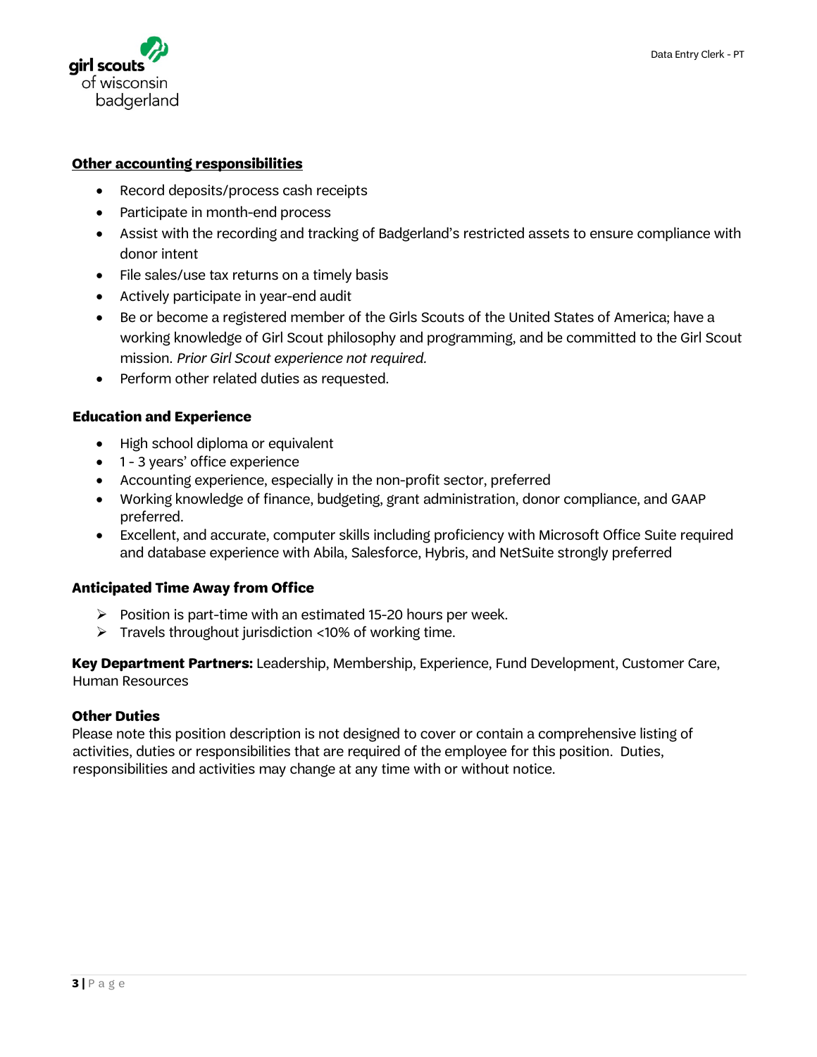**Other accounting responsibilities**

- Record deposits/process cash receipts
- Participate in month-end process
- Assist with the recording and tracking of Badgerland's restricted assets to ensure compliance with donor intent
- File sales/use tax returns on a timely basis
- Actively participate in year-end audit
- Be or become a registered member of the Girls Scouts of the United States of America; have a working knowledge of Girl Scout philosophy and programming, and be committed to the Girl Scout mission. *Prior Girl Scout experience not required.*
- Perform other related duties as requested.

**Education and Experience**

- High school diploma or equivalent
- 1 - 3 years' office experience
- Accounting experience, especially in the non-profit sector, preferred
- Working knowledge of finance, budgeting, grant administration, donor compliance, and GAAP preferred.
- Excellent, and accurate, computer skills including proficiency with Microsoft Office Suite required and database experience with Abila, Salesforce, Hybris, and NetSuite strongly preferred

**Anticipated Time Away from Office**

- Position is part-time with an estimated 15-20 hours per week.
- Travels throughout jurisdiction <10% of working time.

**Key Department Partners:** Leadership, Membership, Experience, Fund Development, Customer Care, Human Resources

**Other Duties**

Please note this position description is not designed to cover or contain a comprehensive listing of activities, duties or responsibilities that are required of the employee for this position. Duties, responsibilities and activities may change at any time with or without notice.